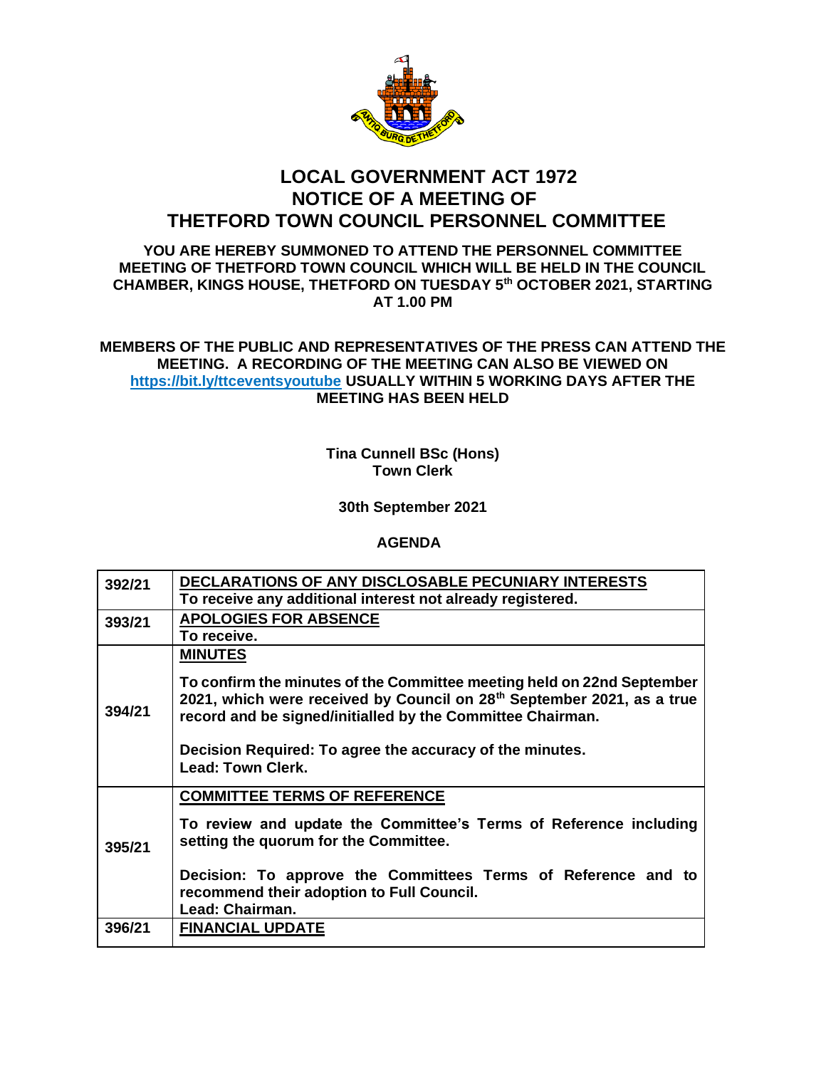# LOCAL GOVERNMENT ACT 1972
# NOTICE OF A MEETING OF
# THETFORD TOWN COUNCIL PERSONNEL COMMITTEE

**YOU ARE HEREBY SUMMONED TO ATTEND THE PERSONNEL COMMITTEE MEETING OF THETFORD TOWN COUNCIL WHICH WILL BE HELD IN THE COUNCIL CHAMBER, KINGS HOUSE, THETFORD ON TUESDAY 5th OCTOBER 2021, STARTING AT 1.00 PM**

**MEMBERS OF THE PUBLIC AND REPRESENTATIVES OF THE PRESS CAN ATTEND THE MEETING. A RECORDING OF THE MEETING CAN ALSO BE VIEWED ON https://bit.ly/ttceventsyoutube USUALLY WITHIN 5 WORKING DAYS AFTER THE MEETING HAS BEEN HELD**

**Tina Cunnell BSc (Hons)**
**Town Clerk**

**30th September 2021**

**AGENDA**

| | |
|---|---|
| **392/21** | **DECLARATIONS OF ANY DISCLOSABLE PECUNIARY INTERESTS**<br>**To receive any additional interest not already registered.** |
| **393/21** | **APOLOGIES FOR ABSENCE**<br>**To receive.** |
| **394/21** | **MINUTES**<br><br>**To confirm the minutes of the Committee meeting held on 22nd September 2021, which were received by Council on 28th September 2021, as a true record and be signed/initialled by the Committee Chairman.**<br><br>**Decision Required: To agree the accuracy of the minutes.**<br>**Lead: Town Clerk.** |
| **395/21** | **COMMITTEE TERMS OF REFERENCE**<br><br>**To review and update the Committee's Terms of Reference including setting the quorum for the Committee.**<br><br>**Decision: To approve the Committees Terms of Reference and to recommend their adoption to Full Council.**<br>**Lead: Chairman.** |
| **396/21** | **FINANCIAL UPDATE** |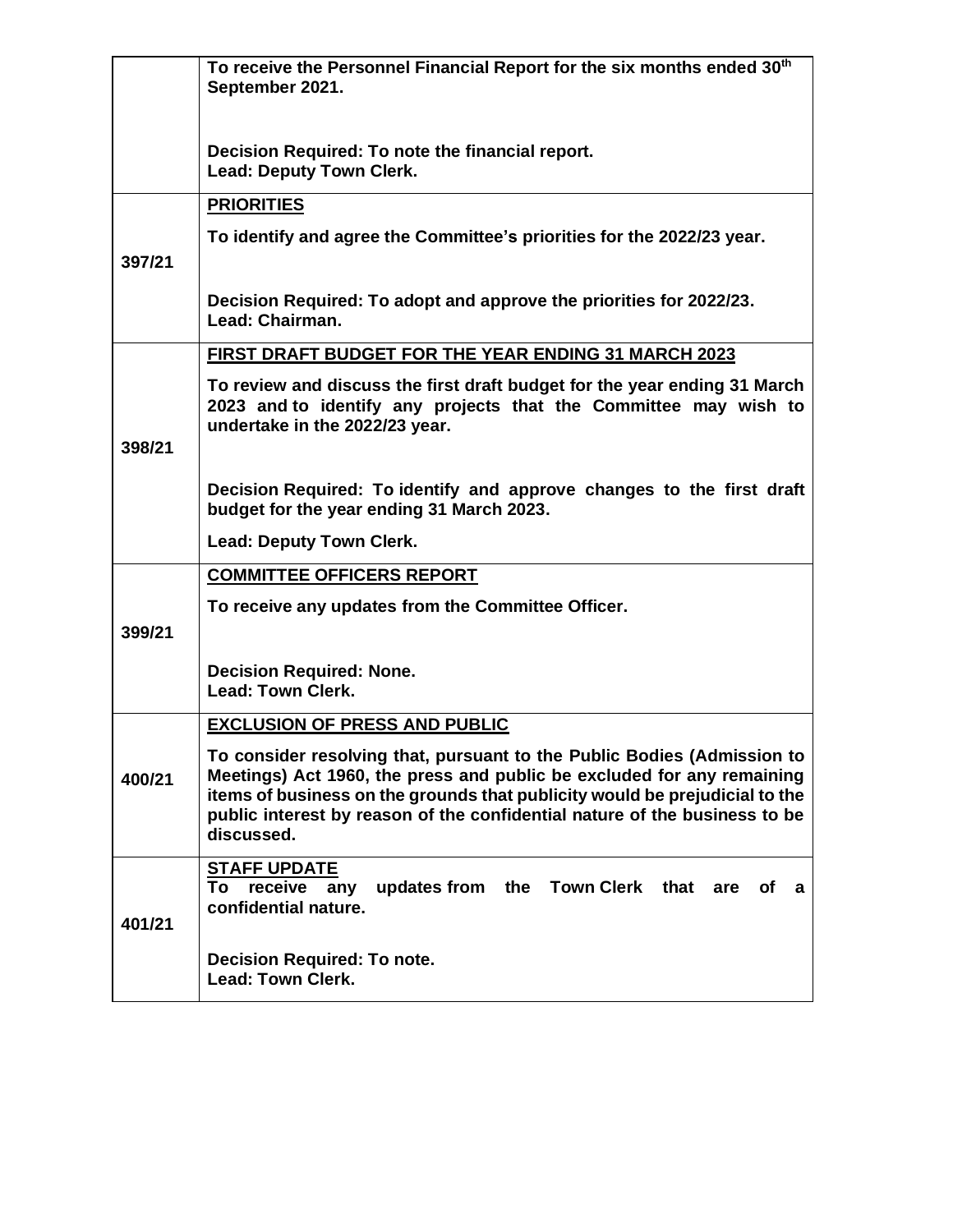| | |
|---|---|
| | **To receive the Personnel Financial Report for the six months ended 30th September 2021.**<br><br>**Decision Required: To note the financial report.**<br>**Lead: Deputy Town Clerk.** |
| **397/21** | **PRIORITIES**<br><br>**To identify and agree the Committee's priorities for the 2022/23 year.**<br><br>**Decision Required: To adopt and approve the priorities for 2022/23.**<br>**Lead: Chairman.** |
| **398/21** | **FIRST DRAFT BUDGET FOR THE YEAR ENDING 31 MARCH 2023**<br><br>**To review and discuss the first draft budget for the year ending 31 March 2023 and to identify any projects that the Committee may wish to undertake in the 2022/23 year.**<br><br>**Decision Required: To identify and approve changes to the first draft budget for the year ending 31 March 2023.**<br><br>**Lead: Deputy Town Clerk.** |
| **399/21** | **COMMITTEE OFFICERS REPORT**<br><br>**To receive any updates from the Committee Officer.**<br><br>**Decision Required: None.**<br>**Lead: Town Clerk.** |
| **400/21** | **EXCLUSION OF PRESS AND PUBLIC**<br><br>**To consider resolving that, pursuant to the Public Bodies (Admission to Meetings) Act 1960, the press and public be excluded for any remaining items of business on the grounds that publicity would be prejudicial to the public interest by reason of the confidential nature of the business to be discussed.** |
| **401/21** | **STAFF UPDATE**<br>**To receive any updates from the Town Clerk that are of a confidential nature.**<br><br>**Decision Required: To note.**<br>**Lead: Town Clerk.** |